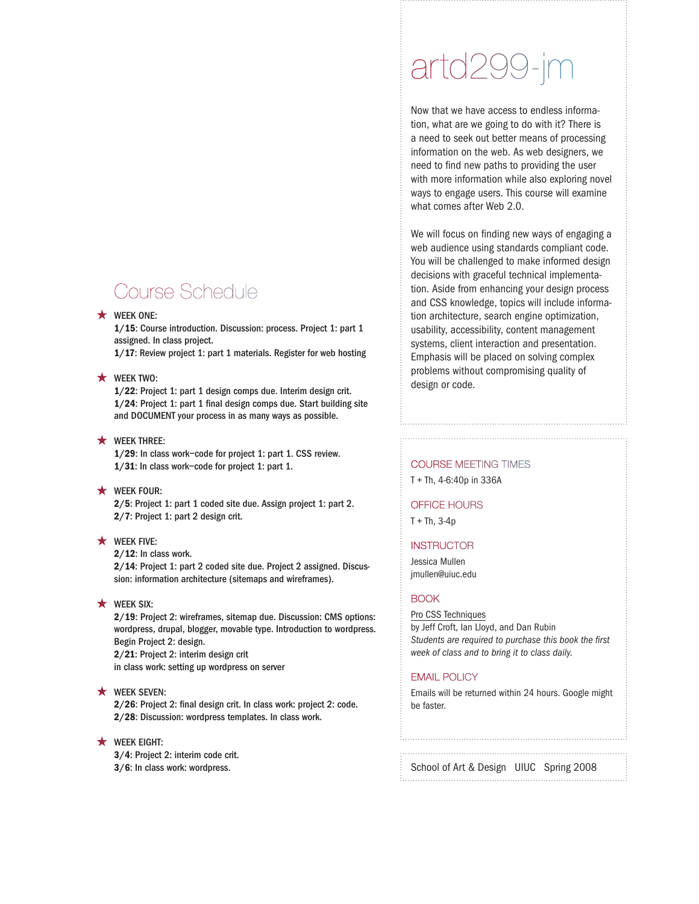# artd299-jm

Now that we have access to endless information, what are we going to do with it? There is a need to seek out better means of processing information on the web. As web designers, we need to find new paths to providing the user with more information while also exploring novel ways to engage users. This course will examine what comes after Web 2.0.

We will focus on finding new ways of engaging a web audience using standards compliant code. You will be challenged to make informed design decisions with graceful technical implementation. Aside from enhancing your design process and CSS knowledge, topics will include information architecture, search engine optimization, usability, accessibility, content management systems, client interaction and presentation. Emphasis will be placed on solving complex problems without compromising quality of design or code.

### COURSE MEETING TIMES

T + Th, 4-6:40p in 336A

### OFFICE HOURS

T + Th, 3-4p

### INSTRUCTOR

Jessica Mullen
jmullen@uiuc.edu

### BOOK

Pro CSS Techniques
by Jeff Croft, Ian Lloyd, and Dan Rubin
*Students are required to purchase this book the first week of class and to bring it to class daily.*

### EMAIL POLICY

Emails will be returned within 24 hours. Google might be faster.

School of Art & Design UIUC Spring 2008

## Course Schedule

★ WEEK ONE:
**1/15**: Course introduction. Discussion: process. Project 1: part 1 assigned. In class project.
**1/17**: Review project 1: part 1 materials. Register for web hosting

★ WEEK TWO:
**1/22**: Project 1: part 1 design comps due. Interim design crit.
**1/24**: Project 1: part 1 final design comps due. Start building site and DOCUMENT your process in as many ways as possible.

★ WEEK THREE:
**1/29**: In class work–code for project 1: part 1. CSS review.
**1/31**: In class work–code for project 1: part 1.

★ WEEK FOUR:
**2/5**: Project 1: part 1 coded site due. Assign project 1: part 2.
**2/7**: Project 1: part 2 design crit.

★ WEEK FIVE:
**2/12**: In class work.
**2/14**: Project 1: part 2 coded site due. Project 2 assigned. Discussion: information architecture (sitemaps and wireframes).

★ WEEK SIX:
**2/19**: Project 2: wireframes, sitemap due. Discussion: CMS options: wordpress, drupal, blogger, movable type. Introduction to wordpress. Begin Project 2: design.
**2/21**: Project 2: interim design crit
in class work: setting up wordpress on server

★ WEEK SEVEN:
**2/26**: Project 2: final design crit. In class work: project 2: code.
**2/28**: Discussion: wordpress templates. In class work.

★ WEEK EIGHT:
**3/4**: Project 2: interim code crit.
**3/6**: In class work: wordpress.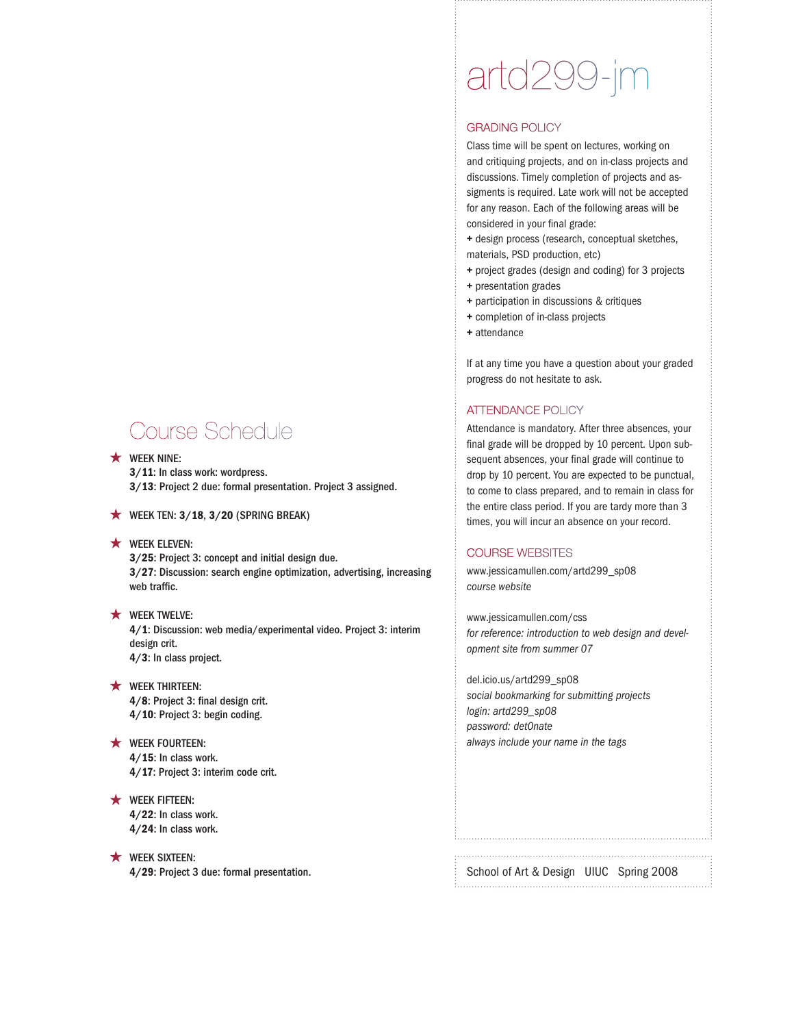# artd299-jm

## GRADING POLICY

Class time will be spent on lectures, working on and critiquing projects, and on in-class projects and discussions. Timely completion of projects and assigments is required. Late work will not be accepted for any reason. Each of the following areas will be considered in your final grade:

+ design process (research, conceptual sketches, materials, PSD production, etc)
+ project grades (design and coding) for 3 projects
+ presentation grades
+ participation in discussions & critiques
+ completion of in-class projects
+ attendance

If at any time you have a question about your graded progress do not hesitate to ask.

## ATTENDANCE POLICY

Attendance is mandatory. After three absences, your final grade will be dropped by 10 percent. Upon subsequent absences, your final grade will continue to drop by 10 percent. You are expected to be punctual, to come to class prepared, and to remain in class for the entire class period. If you are tardy more than 3 times, you will incur an absence on your record.

## COURSE WEBSITES

www.jessicamullen.com/artd299_sp08
*course website*

www.jessicamullen.com/css
*for reference: introduction to web design and development site from summer 07*

del.icio.us/artd299_sp08
*social bookmarking for submitting projects*
*login: artd299_sp08*
*password: det0nate*
*always include your name in the tags*

School of Art & Design UIUC Spring 2008

## Course Schedule

★ **WEEK NINE:**
**3/11**: In class work: wordpress.
**3/13**: Project 2 due: formal presentation. Project 3 assigned.

★ **WEEK TEN: 3/18, 3/20 (SPRING BREAK)**

★ **WEEK ELEVEN:**
**3/25**: Project 3: concept and initial design due.
**3/27**: Discussion: search engine optimization, advertising, increasing web traffic.

★ **WEEK TWELVE:**
**4/1**: Discussion: web media/experimental video. Project 3: interim design crit.
**4/3**: In class project.

★ **WEEK THIRTEEN:**
**4/8**: Project 3: final design crit.
**4/10**: Project 3: begin coding.

★ **WEEK FOURTEEN:**
**4/15**: In class work.
**4/17**: Project 3: interim code crit.

★ **WEEK FIFTEEN:**
**4/22**: In class work.
**4/24**: In class work.

★ **WEEK SIXTEEN:**
**4/29**: Project 3 due: formal presentation.